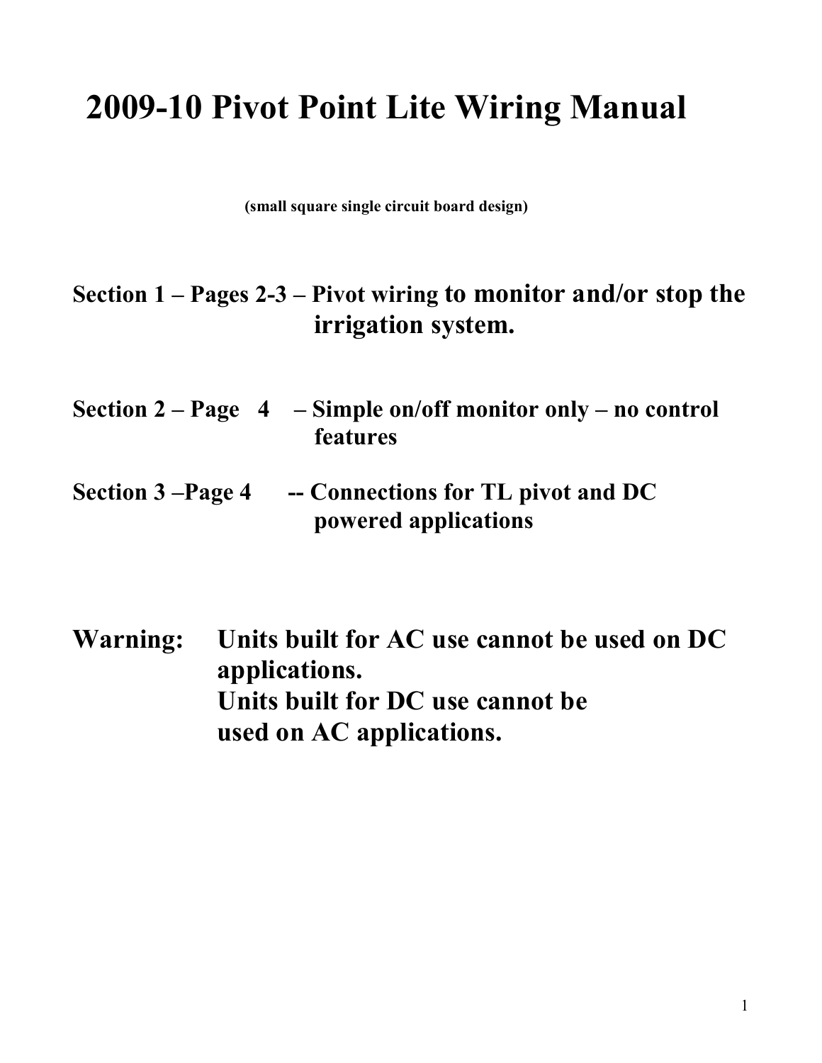# 2009-10 Pivot Point Lite Wiring Manual

**(small square single circuit board design)**

**Section 1 – Pages 2-3 – Pivot wiring to monitor and/or stop the irrigation system.**

**Section 2 – Page 4 – Simple on/off monitor only – no control features**

**Section 3 –Page 4 -- Connections for TL pivot and DC powered applications**

**Warning: Units built for AC use cannot be used on DC applications.**
**Units built for DC use cannot be used on AC applications.**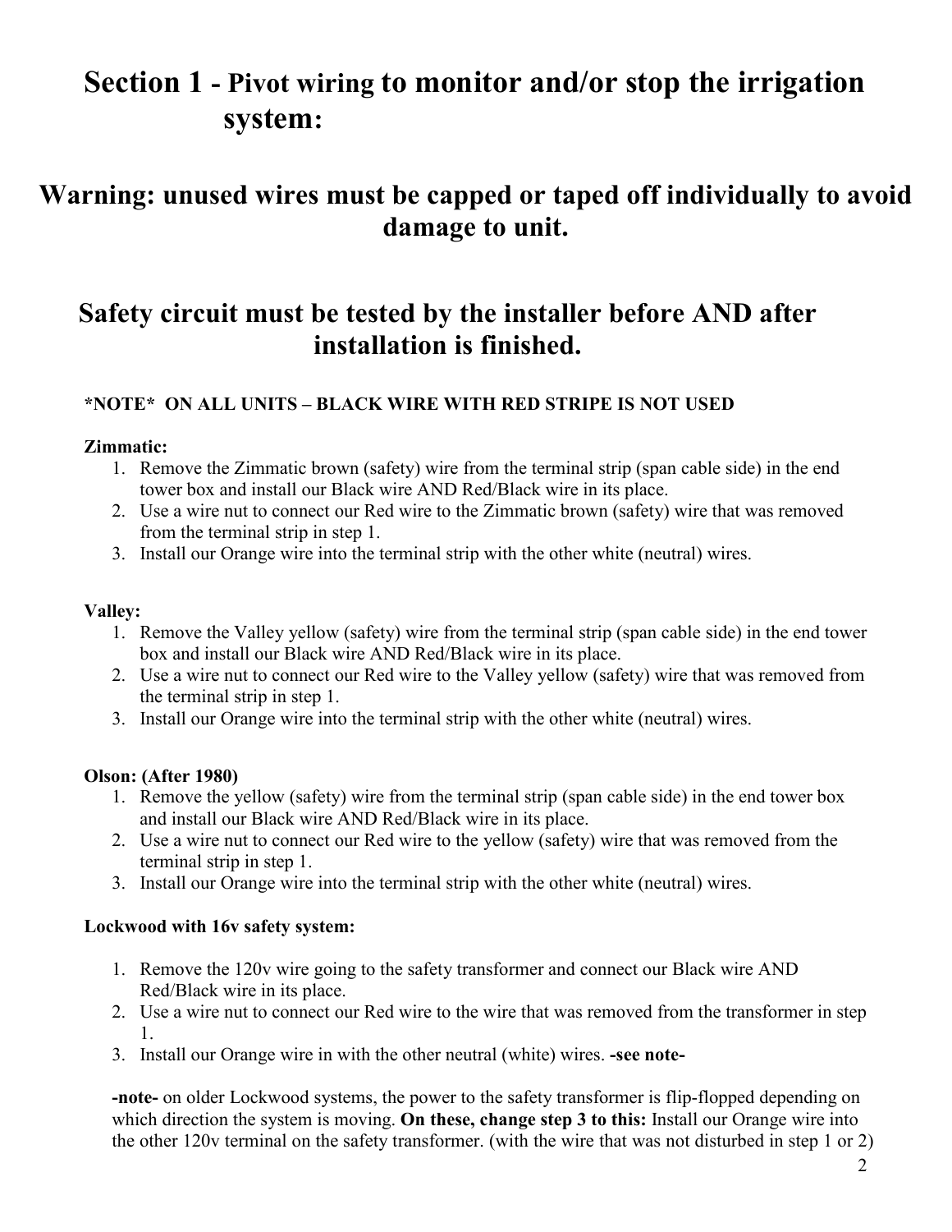# Section 1 - Pivot wiring to monitor and/or stop the irrigation system:

## Warning: unused wires must be capped or taped off individually to avoid damage to unit.

## Safety circuit must be tested by the installer before AND after installation is finished.

**\*NOTE\* ON ALL UNITS – BLACK WIRE WITH RED STRIPE IS NOT USED**

**Zimmatic:**

1. Remove the Zimmatic brown (safety) wire from the terminal strip (span cable side) in the end tower box and install our Black wire AND Red/Black wire in its place.
2. Use a wire nut to connect our Red wire to the Zimmatic brown (safety) wire that was removed from the terminal strip in step 1.
3. Install our Orange wire into the terminal strip with the other white (neutral) wires.

**Valley:**

1. Remove the Valley yellow (safety) wire from the terminal strip (span cable side) in the end tower box and install our Black wire AND Red/Black wire in its place.
2. Use a wire nut to connect our Red wire to the Valley yellow (safety) wire that was removed from the terminal strip in step 1.
3. Install our Orange wire into the terminal strip with the other white (neutral) wires.

**Olson: (After 1980)**

1. Remove the yellow (safety) wire from the terminal strip (span cable side) in the end tower box and install our Black wire AND Red/Black wire in its place.
2. Use a wire nut to connect our Red wire to the yellow (safety) wire that was removed from the terminal strip in step 1.
3. Install our Orange wire into the terminal strip with the other white (neutral) wires.

**Lockwood with 16v safety system:**

1. Remove the 120v wire going to the safety transformer and connect our Black wire AND Red/Black wire in its place.
2. Use a wire nut to connect our Red wire to the wire that was removed from the transformer in step 1.
3. Install our Orange wire in with the other neutral (white) wires. **-see note-**

**-note-** on older Lockwood systems, the power to the safety transformer is flip-flopped depending on which direction the system is moving. **On these, change step 3 to this:** Install our Orange wire into the other 120v terminal on the safety transformer. (with the wire that was not disturbed in step 1 or 2)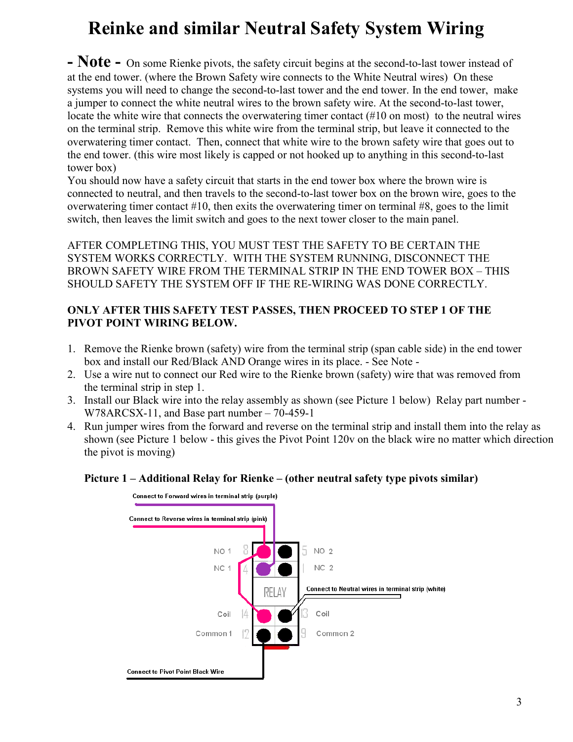# Reinke and similar Neutral Safety System Wiring

**- Note -** On some Rienke pivots, the safety circuit begins at the second-to-last tower instead of at the end tower. (where the Brown Safety wire connects to the White Neutral wires) On these systems you will need to change the second-to-last tower and the end tower. In the end tower, make a jumper to connect the white neutral wires to the brown safety wire. At the second-to-last tower, locate the white wire that connects the overwatering timer contact (#10 on most) to the neutral wires on the terminal strip. Remove this white wire from the terminal strip, but leave it connected to the overwatering timer contact. Then, connect that white wire to the brown safety wire that goes out to the end tower. (this wire most likely is capped or not hooked up to anything in this second-to-last tower box)

You should now have a safety circuit that starts in the end tower box where the brown wire is connected to neutral, and then travels to the second-to-last tower box on the brown wire, goes to the overwatering timer contact #10, then exits the overwatering timer on terminal #8, goes to the limit switch, then leaves the limit switch and goes to the next tower closer to the main panel.

AFTER COMPLETING THIS, YOU MUST TEST THE SAFETY TO BE CERTAIN THE SYSTEM WORKS CORRECTLY. WITH THE SYSTEM RUNNING, DISCONNECT THE BROWN SAFETY WIRE FROM THE TERMINAL STRIP IN THE END TOWER BOX – THIS SHOULD SAFETY THE SYSTEM OFF IF THE RE-WIRING WAS DONE CORRECTLY.

**ONLY AFTER THIS SAFETY TEST PASSES, THEN PROCEED TO STEP 1 OF THE PIVOT POINT WIRING BELOW.**

1. Remove the Rienke brown (safety) wire from the terminal strip (span cable side) in the end tower box and install our Red/Black AND Orange wires in its place. - See Note -
2. Use a wire nut to connect our Red wire to the Rienke brown (safety) wire that was removed from the terminal strip in step 1.
3. Install our Black wire into the relay assembly as shown (see Picture 1 below) Relay part number - W78ARCSX-11, and Base part number – 70-459-1
4. Run jumper wires from the forward and reverse on the terminal strip and install them into the relay as shown (see Picture 1 below - this gives the Pivot Point 120v on the black wire no matter which direction the pivot is moving)

**Picture 1 – Additional Relay for Rienke – (other neutral safety type pivots similar)**

Connect to Forward wires in terminal strip (purple)

Connect to Reverse wires in terminal strip (pink)

NO 1 8 | 5 NO 2

NC 1 4 | 1 NC 2

RELAY

Connect to Neutral wires in terminal strip (white)

Coil 14 | 13 Coil

Common 1 12 | 9 Common 2

Connect to Pivot Point Black Wire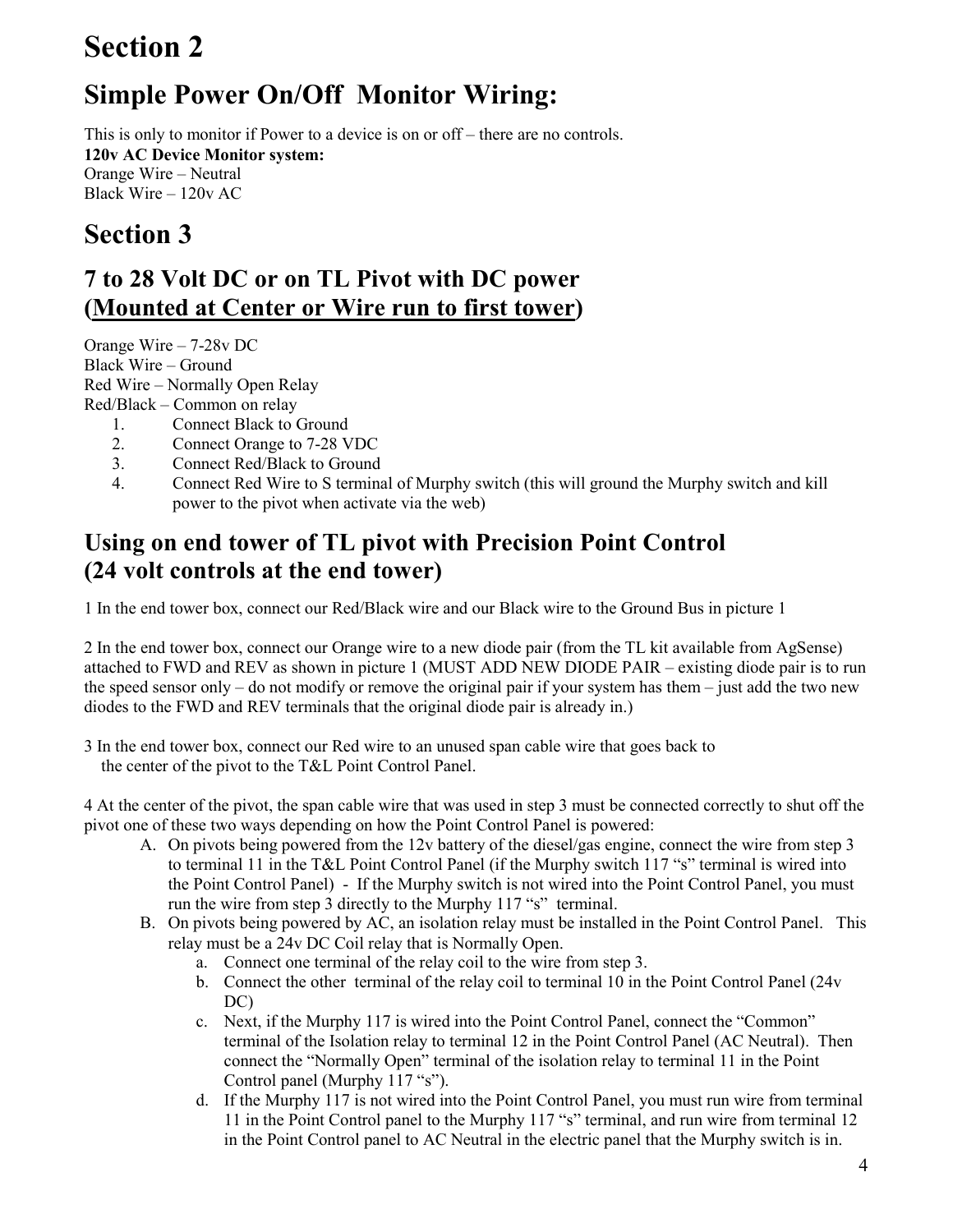# Section 2

## Simple Power On/Off  Monitor Wiring:

This is only to monitor if Power to a device is on or off – there are no controls.
**120v AC Device Monitor system:**
Orange Wire – Neutral
Black Wire – 120v AC

# Section 3

## 7 to 28 Volt DC or on TL Pivot with DC power (<u>Mounted at Center or Wire run to first tower</u>)

Orange Wire – 7-28v DC
Black Wire – Ground
Red Wire – Normally Open Relay
Red/Black – Common on relay

1. Connect Black to Ground
2. Connect Orange to 7-28 VDC
3. Connect Red/Black to Ground
4. Connect Red Wire to S terminal of Murphy switch (this will ground the Murphy switch and kill power to the pivot when activate via the web)

## Using on end tower of TL pivot with Precision Point Control (24 volt controls at the end tower)

1 In the end tower box, connect our Red/Black wire and our Black wire to the Ground Bus in picture 1

2 In the end tower box, connect our Orange wire to a new diode pair (from the TL kit available from AgSense) attached to FWD and REV as shown in picture 1 (MUST ADD NEW DIODE PAIR – existing diode pair is to run the speed sensor only – do not modify or remove the original pair if your system has them – just add the two new diodes to the FWD and REV terminals that the original diode pair is already in.)

3 In the end tower box, connect our Red wire to an unused span cable wire that goes back to the center of the pivot to the T&L Point Control Panel.

4 At the center of the pivot, the span cable wire that was used in step 3 must be connected correctly to shut off the pivot one of these two ways depending on how the Point Control Panel is powered:

A. On pivots being powered from the 12v battery of the diesel/gas engine, connect the wire from step 3 to terminal 11 in the T&L Point Control Panel (if the Murphy switch 117 "s" terminal is wired into the Point Control Panel)  -  If the Murphy switch is not wired into the Point Control Panel, you must run the wire from step 3 directly to the Murphy 117 "s"  terminal.
B. On pivots being powered by AC, an isolation relay must be installed in the Point Control Panel.   This relay must be a 24v DC Coil relay that is Normally Open.
   a. Connect one terminal of the relay coil to the wire from step 3.
   b. Connect the other  terminal of the relay coil to terminal 10 in the Point Control Panel (24v DC)
   c. Next, if the Murphy 117 is wired into the Point Control Panel, connect the "Common" terminal of the Isolation relay to terminal 12 in the Point Control Panel (AC Neutral).  Then connect the "Normally Open" terminal of the isolation relay to terminal 11 in the Point Control panel (Murphy 117 "s").
   d. If the Murphy 117 is not wired into the Point Control Panel, you must run wire from terminal 11 in the Point Control panel to the Murphy 117 "s" terminal, and run wire from terminal 12 in the Point Control panel to AC Neutral in the electric panel that the Murphy switch is in.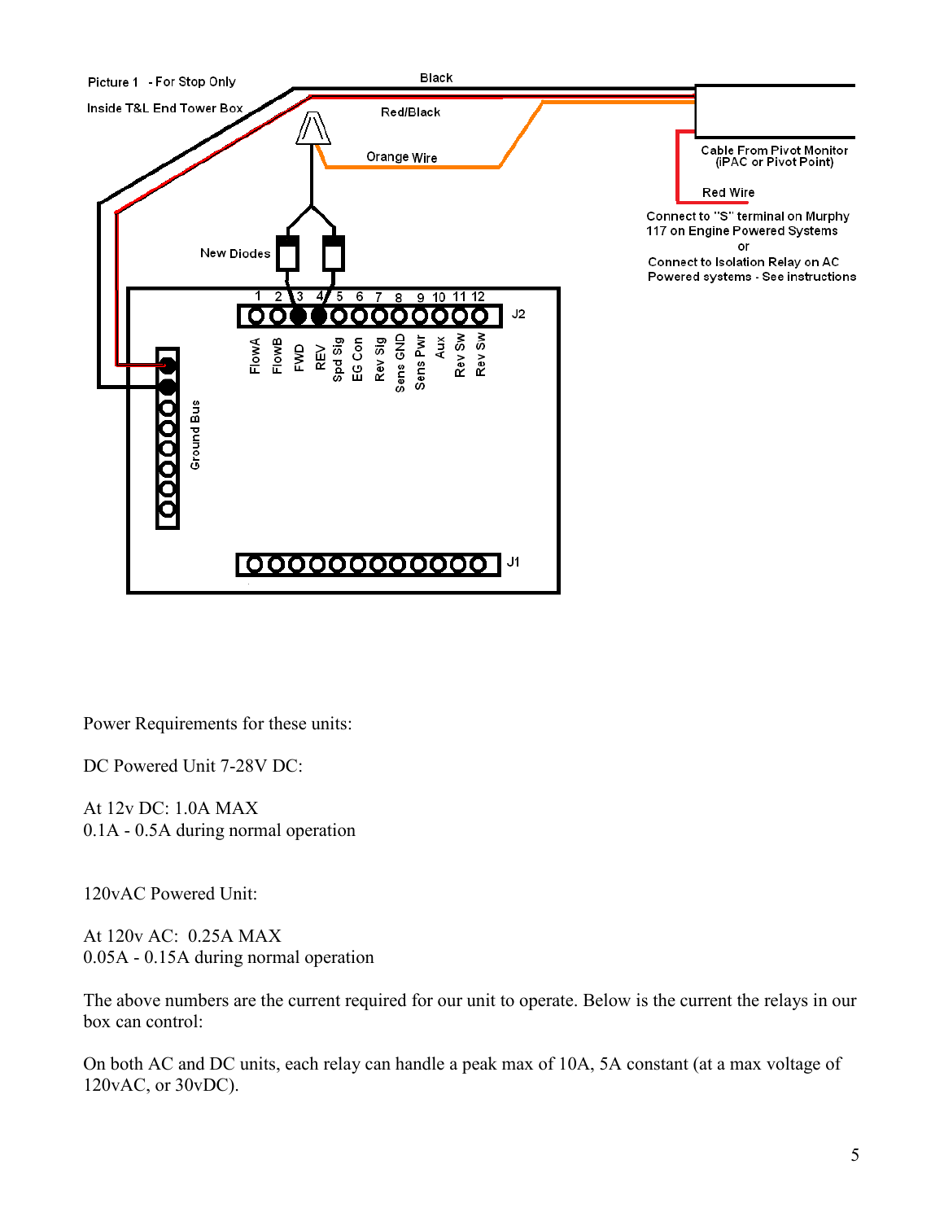Picture 1 - For Stop Only

Inside T&L End Tower Box

Black

Red/Black

Orange Wire

Cable From Pivot Monitor (iPAC or Pivot Point)

Red Wire

Connect to "S" terminal on Murphy 117 on Engine Powered Systems or Connect to Isolation Relay on AC Powered systems - See instructions

New Diodes

1 2 3 4 5 6 7 8 9 10 11 12

J2

FlowA FlowB FWD REV Spd Sig EG Con Rev Sig Sens GND Sens Pwr Aux Rev Sw Rev Sw

Ground Bus

J1

Power Requirements for these units:

DC Powered Unit 7-28V DC:

At 12v DC: 1.0A MAX
0.1A - 0.5A during normal operation

120vAC Powered Unit:

At 120v AC: 0.25A MAX
0.05A - 0.15A during normal operation

The above numbers are the current required for our unit to operate. Below is the current the relays in our box can control:

On both AC and DC units, each relay can handle a peak max of 10A, 5A constant (at a max voltage of 120vAC, or 30vDC).